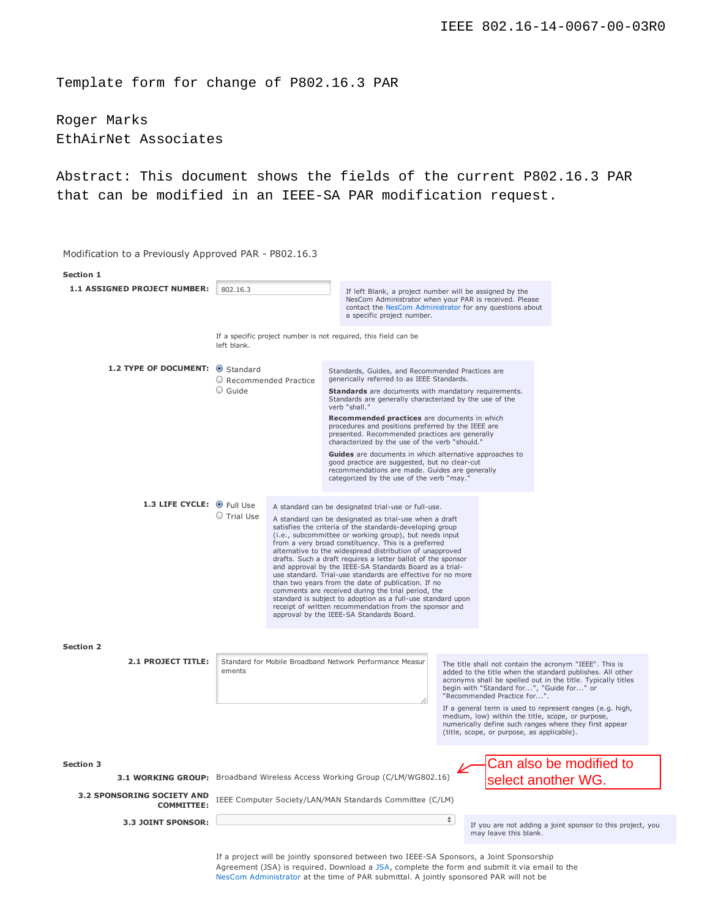IEEE 802.16-14-0067-00-03R0

# Template form for change of P802.16.3 PAR

Roger Marks
EthAirNet Associates

Abstract: This document shows the fields of the current P802.16.3 PAR that can be modified in an IEEE-SA PAR modification request.

Modification to a Previously Approved PAR - P802.16.3

**Section 1**

**1.1 ASSIGNED PROJECT NUMBER:** 802.16.3

If left Blank, a project number will be assigned by the NesCom Administrator when your PAR is received. Please contact the NesCom Administrator for any questions about a specific project number.

If a specific project number is not required, this field can be left blank.

**1.2 TYPE OF DOCUMENT:**
- (•) Standard
- ( ) Recommended Practice
- ( ) Guide

Standards, Guides, and Recommended Practices are generically referred to as IEEE Standards.

**Standards** are documents with mandatory requirements. Standards are generally characterized by the use of the verb "shall."

**Recommended practices** are documents in which procedures and positions preferred by the IEEE are presented. Recommended practices are generally characterized by the use of the verb "should."

**Guides** are documents in which alternative approaches to good practice are suggested, but no clear-cut recommendations are made. Guides are generally categorized by the use of the verb "may."

**1.3 LIFE CYCLE:**
- (•) Full Use
- ( ) Trial Use

A standard can be designated trial-use or full-use.

A standard can be designated as trial-use when a draft satisfies the criteria of the standards-developing group (i.e., subcommittee or working group), but needs input from a very broad constituency. This is a preferred alternative to the widespread distribution of unapproved drafts. Such a draft requires a letter ballot of the sponsor and approval by the IEEE-SA Standards Board as a trial-use standard. Trial-use standards are effective for no more than two years from the date of publication. If no comments are received during the trial period, the standard is subject to adoption as a full-use standard upon receipt of written recommendation from the sponsor and approval by the IEEE-SA Standards Board.

**Section 2**

**2.1 PROJECT TITLE:** Standard for Mobile Broadband Network Performance Measurements

The title shall not contain the acronym "IEEE". This is added to the title when the standard publishes. All other acronyms shall be spelled out in the title. Typically titles begin with "Standard for...", "Guide for..." or "Recommended Practice for...".

If a general term is used to represent ranges (e.g. high, medium, low) within the title, scope, or purpose, numerically define such ranges where they first appear (title, scope, or purpose, as applicable).

**Section 3**

**3.1 WORKING GROUP:** Broadband Wireless Access Working Group (C/LM/WG802.16)

Can also be modified to select another WG.

**3.2 SPONSORING SOCIETY AND COMMITTEE:** IEEE Computer Society/LAN/MAN Standards Committee (C/LM)

**3.3 JOINT SPONSOR:**

If you are not adding a joint sponsor to this project, you may leave this blank.

If a project will be jointly sponsored between two IEEE-SA Sponsors, a Joint Sponsorship Agreement (JSA) is required. Download a JSA, complete the form and submit it via email to the NesCom Administrator at the time of PAR submittal. A jointly sponsored PAR will not be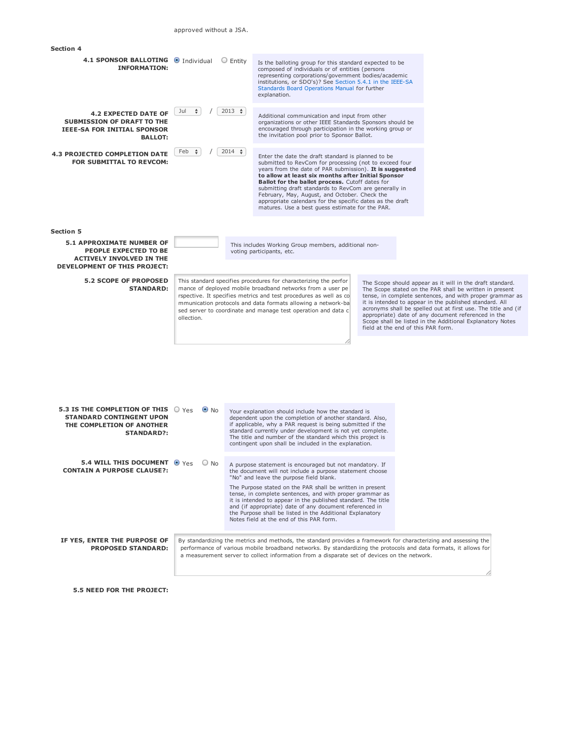approved without a JSA.

**Section 4**

**4.1 SPONSOR BALLOTING INFORMATION:** (•) Individual ( ) Entity

Is the balloting group for this standard expected to be composed of individuals or of entities (persons representing corporations/government bodies/academic institutions, or SDO's)? See Section 5.4.1 in the IEEE-SA Standards Board Operations Manual for further explanation.

**4.2 EXPECTED DATE OF SUBMISSION OF DRAFT TO THE IEEE-SA FOR INITIAL SPONSOR BALLOT:** Jul / 2013

Additional communication and input from other organizations or other IEEE Standards Sponsors should be encouraged through participation in the working group or the invitation pool prior to Sponsor Ballot.

**4.3 PROJECTED COMPLETION DATE FOR SUBMITTAL TO REVCOM:** Feb / 2014

Enter the date the draft standard is planned to be submitted to RevCom for processing (not to exceed four years from the date of PAR submission). **It is suggested to allow at least six months after Initial Sponsor Ballot for the ballot process.** Cutoff dates for submitting draft standards to RevCom are generally in February, May, August, and October. Check the appropriate calendars for the specific dates as the draft matures. Use a best guess estimate for the PAR.

**Section 5**

**5.1 APPROXIMATE NUMBER OF PEOPLE EXPECTED TO BE ACTIVELY INVOLVED IN THE DEVELOPMENT OF THIS PROJECT:**

This includes Working Group members, additional non-voting participants, etc.

**5.2 SCOPE OF PROPOSED STANDARD:**

This standard specifies procedures for characterizing the performance of deployed mobile broadband networks from a user perspective. It specifies metrics and test procedures as well as communication protocols and data formats allowing a network-based server to coordinate and manage test operation and data collection.

The Scope should appear as it will in the draft standard. The Scope stated on the PAR shall be written in present tense, in complete sentences, and with proper grammar as it is intended to appear in the published standard. All acronyms shall be spelled out at first use. The title and (if appropriate) date of any document referenced in the Scope shall be listed in the Additional Explanatory Notes field at the end of this PAR form.

**5.3 IS THE COMPLETION OF THIS STANDARD CONTINGENT UPON THE COMPLETION OF ANOTHER STANDARD?:** ( ) Yes (•) No

Your explanation should include how the standard is dependent upon the completion of another standard. Also, if applicable, why a PAR request is being submitted if the standard currently under development is not yet complete. The title and number of the standard which this project is contingent upon shall be included in the explanation.

**5.4 WILL THIS DOCUMENT CONTAIN A PURPOSE CLAUSE?:** (•) Yes ( ) No

A purpose statement is encouraged but not mandatory. If the document will not include a purpose statement choose "No" and leave the purpose field blank.

The Purpose stated on the PAR shall be written in present tense, in complete sentences, and with proper grammar as it is intended to appear in the published standard. The title and (if appropriate) date of any document referenced in the Purpose shall be listed in the Additional Explanatory Notes field at the end of this PAR form.

**IF YES, ENTER THE PURPOSE OF PROPOSED STANDARD:**

By standardizing the metrics and methods, the standard provides a framework for characterizing and assessing the performance of various mobile broadband networks. By standardizing the protocols and data formats, it allows for a measurement server to collect information from a disparate set of devices on the network.

**5.5 NEED FOR THE PROJECT:**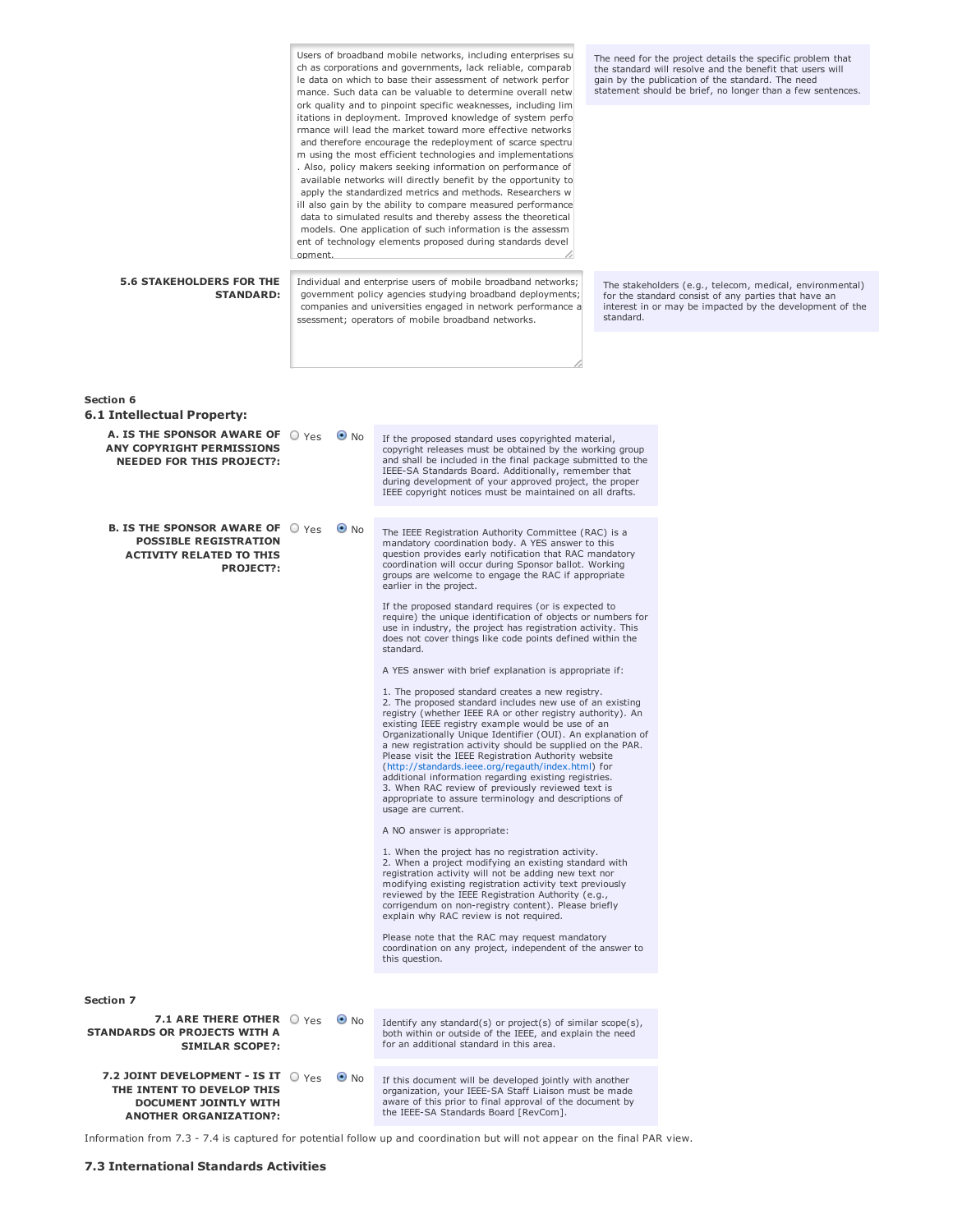Users of broadband mobile networks, including enterprises such as corporations and governments, lack reliable, comparable data on which to base their assessment of network performance. Such data can be valuable to determine overall network quality and to pinpoint specific weaknesses, including limitations in deployment. Improved knowledge of system performance will lead the market toward more effective networks and therefore encourage the redeployment of scarce spectrum using the most efficient technologies and implementations. Also, policy makers seeking information on performance of available networks will directly benefit by the opportunity to apply the standardized metrics and methods. Researchers will also gain by the ability to compare measured performance data to simulated results and thereby assess the theoretical models. One application of such information is the assessment of technology elements proposed during standards development.

The need for the project details the specific problem that the standard will resolve and the benefit that users will gain by the publication of the standard. The need statement should be brief, no longer than a few sentences.

**5.6 STAKEHOLDERS FOR THE STANDARD:**

Individual and enterprise users of mobile broadband networks; government policy agencies studying broadband deployments; companies and universities engaged in network performance assessment; operators of mobile broadband networks.

The stakeholders (e.g., telecom, medical, environmental) for the standard consist of any parties that have an interest in or may be impacted by the development of the standard.

Section 6

## 6.1 Intellectual Property:

**A. IS THE SPONSOR AWARE OF ANY COPYRIGHT PERMISSIONS NEEDED FOR THIS PROJECT?:** ○ Yes ◉ No

If the proposed standard uses copyrighted material, copyright releases must be obtained by the working group and shall be included in the final package submitted to the IEEE-SA Standards Board. Additionally, remember that during development of your approved project, the proper IEEE copyright notices must be maintained on all drafts.

**B. IS THE SPONSOR AWARE OF POSSIBLE REGISTRATION ACTIVITY RELATED TO THIS PROJECT?:** ○ Yes ◉ No

The IEEE Registration Authority Committee (RAC) is a mandatory coordination body. A YES answer to this question provides early notification that RAC mandatory coordination will occur during Sponsor ballot. Working groups are welcome to engage the RAC if appropriate earlier in the project.

If the proposed standard requires (or is expected to require) the unique identification of objects or numbers for use in industry, the project has registration activity. This does not cover things like code points defined within the standard.

A YES answer with brief explanation is appropriate if:

1. The proposed standard creates a new registry.
2. The proposed standard includes new use of an existing registry (whether IEEE RA or other registry authority). An existing IEEE registry example would be use of an Organizationally Unique Identifier (OUI). An explanation of a new registration activity should be supplied on the PAR. Please visit the IEEE Registration Authority website (http://standards.ieee.org/regauth/index.html) for additional information regarding existing registries.
3. When RAC review of previously reviewed text is appropriate to assure terminology and descriptions of usage are current.

A NO answer is appropriate:

1. When the project has no registration activity.
2. When a project modifying an existing standard with registration activity will not be adding new text nor modifying existing registration activity text previously reviewed by the IEEE Registration Authority (e.g., corrigendum on non-registry content). Please briefly explain why RAC review is not required.

Please note that the RAC may request mandatory coordination on any project, independent of the answer to this question.

Section 7

**7.1 ARE THERE OTHER STANDARDS OR PROJECTS WITH A SIMILAR SCOPE?:** ○ Yes ◉ No

Identify any standard(s) or project(s) of similar scope(s), both within or outside of the IEEE, and explain the need for an additional standard in this area.

**7.2 JOINT DEVELOPMENT - IS IT THE INTENT TO DEVELOP THIS DOCUMENT JOINTLY WITH ANOTHER ORGANIZATION?:** ○ Yes ◉ No

If this document will be developed jointly with another organization, your IEEE-SA Staff Liaison must be made aware of this prior to final approval of the document by the IEEE-SA Standards Board [RevCom].

Information from 7.3 - 7.4 is captured for potential follow up and coordination but will not appear on the final PAR view.

## 7.3 International Standards Activities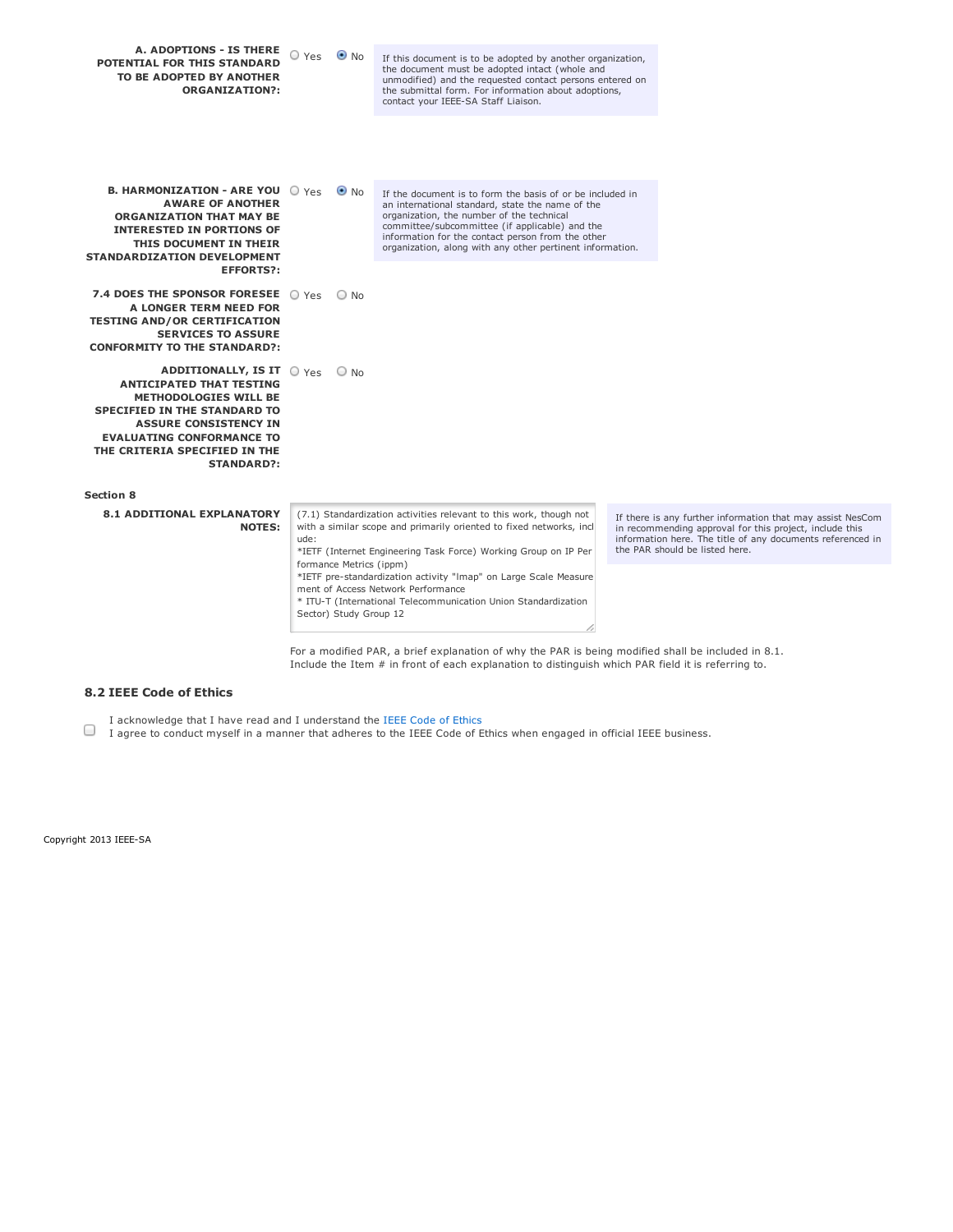**A. ADOPTIONS - IS THERE POTENTIAL FOR THIS STANDARD TO BE ADOPTED BY ANOTHER ORGANIZATION?:** ○ Yes ◉ No

If this document is to be adopted by another organization, the document must be adopted intact (whole and unmodified) and the requested contact persons entered on the submittal form. For information about adoptions, contact your IEEE-SA Staff Liaison.

**B. HARMONIZATION - ARE YOU AWARE OF ANOTHER ORGANIZATION THAT MAY BE INTERESTED IN PORTIONS OF THIS DOCUMENT IN THEIR STANDARDIZATION DEVELOPMENT EFFORTS?:** ○ Yes ◉ No

If the document is to form the basis of or be included in an international standard, state the name of the organization, the number of the technical committee/subcommittee (if applicable) and the information for the contact person from the other organization, along with any other pertinent information.

**7.4 DOES THE SPONSOR FORESEE A LONGER TERM NEED FOR TESTING AND/OR CERTIFICATION SERVICES TO ASSURE CONFORMITY TO THE STANDARD?:** ○ Yes ○ No

**ADDITIONALLY, IS IT ANTICIPATED THAT TESTING METHODOLOGIES WILL BE SPECIFIED IN THE STANDARD TO ASSURE CONSISTENCY IN EVALUATING CONFORMANCE TO THE CRITERIA SPECIFIED IN THE STANDARD?:** ○ Yes ○ No

**Section 8**

**8.1 ADDITIONAL EXPLANATORY NOTES:**

(7.1) Standardization activities relevant to this work, though not with a similar scope and primarily oriented to fixed networks, include:
*IETF (Internet Engineering Task Force) Working Group on IP Performance Metrics (ippm)
*IETF pre-standardization activity "lmap" on Large Scale Measurement of Access Network Performance
* ITU-T (International Telecommunication Union Standardization Sector) Study Group 12

If there is any further information that may assist NesCom in recommending approval for this project, include this information here. The title of any documents referenced in the PAR should be listed here.

For a modified PAR, a brief explanation of why the PAR is being modified shall be included in 8.1. Include the Item # in front of each explanation to distinguish which PAR field it is referring to.

## 8.2 IEEE Code of Ethics

☐ I acknowledge that I have read and I understand the IEEE Code of Ethics
I agree to conduct myself in a manner that adheres to the IEEE Code of Ethics when engaged in official IEEE business.

Copyright 2013 IEEE-SA